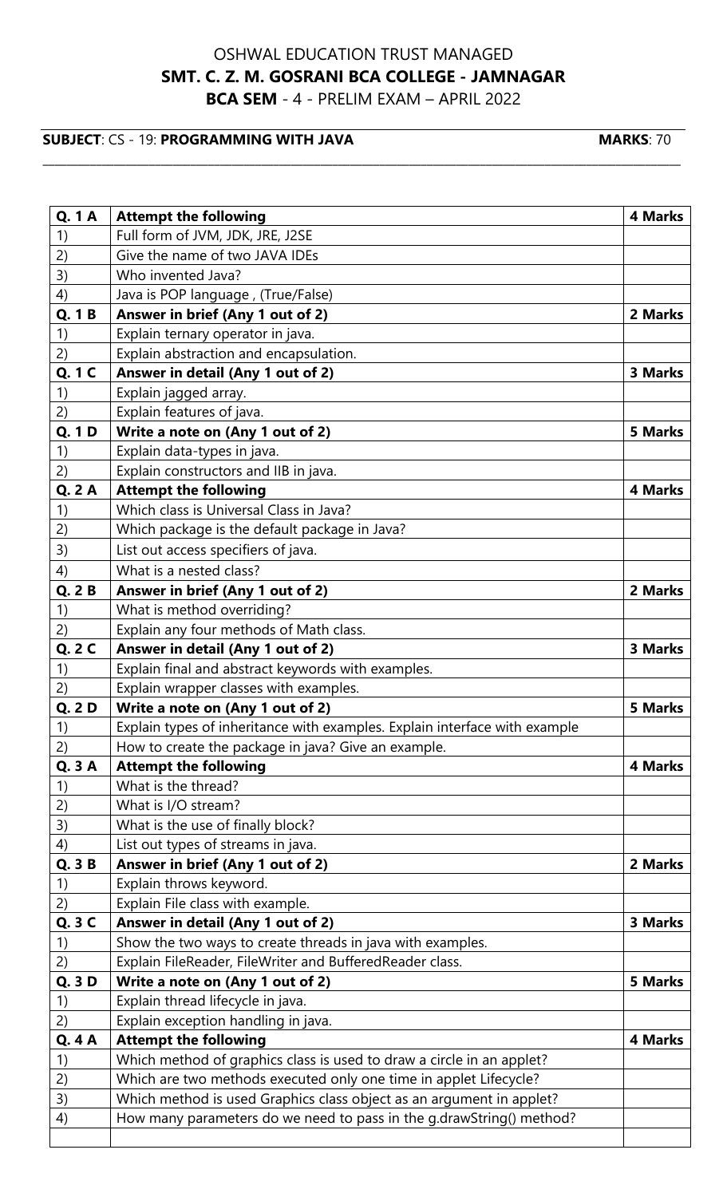OSHWAL EDUCATION TRUST MANAGED

**SMT. C. Z. M. GOSRANI BCA COLLEGE - JAMNAGAR**

**BCA SEM** - 4 - PRELIM EXAM – APRIL 2022

**SUBJECT**: CS - 19: **PROGRAMMING WITH JAVA** **MARKS**: 70

| **Q. 1 A** | **Attempt the following** | **4 Marks** |
|---|---|---|
| 1) | Full form of JVM, JDK, JRE, J2SE | |
| 2) | Give the name of two JAVA IDEs | |
| 3) | Who invented Java? | |
| 4) | Java is POP language , (True/False) | |
| **Q. 1 B** | **Answer in brief (Any 1 out of 2)** | **2 Marks** |
| 1) | Explain ternary operator in java. | |
| 2) | Explain abstraction and encapsulation. | |
| **Q. 1 C** | **Answer in detail (Any 1 out of 2)** | **3 Marks** |
| 1) | Explain jagged array. | |
| 2) | Explain features of java. | |
| **Q. 1 D** | **Write a note on (Any 1 out of 2)** | **5 Marks** |
| 1) | Explain data-types in java. | |
| 2) | Explain constructors and IIB in java. | |
| **Q. 2 A** | **Attempt the following** | **4 Marks** |
| 1) | Which class is Universal Class in Java? | |
| 2) | Which package is the default package in Java? | |
| 3) | List out access specifiers of java. | |
| 4) | What is a nested class? | |
| **Q. 2 B** | **Answer in brief (Any 1 out of 2)** | **2 Marks** |
| 1) | What is method overriding? | |
| 2) | Explain any four methods of Math class. | |
| **Q. 2 C** | **Answer in detail (Any 1 out of 2)** | **3 Marks** |
| 1) | Explain final and abstract keywords with examples. | |
| 2) | Explain wrapper classes with examples. | |
| **Q. 2 D** | **Write a note on (Any 1 out of 2)** | **5 Marks** |
| 1) | Explain types of inheritance with examples. Explain interface with example | |
| 2) | How to create the package in java? Give an example. | |
| **Q. 3 A** | **Attempt the following** | **4 Marks** |
| 1) | What is the thread? | |
| 2) | What is I/O stream? | |
| 3) | What is the use of finally block? | |
| 4) | List out types of streams in java. | |
| **Q. 3 B** | **Answer in brief (Any 1 out of 2)** | **2 Marks** |
| 1) | Explain throws keyword. | |
| 2) | Explain File class with example. | |
| **Q. 3 C** | **Answer in detail (Any 1 out of 2)** | **3 Marks** |
| 1) | Show the two ways to create threads in java with examples. | |
| 2) | Explain FileReader, FileWriter and BufferedReader class. | |
| **Q. 3 D** | **Write a note on (Any 1 out of 2)** | **5 Marks** |
| 1) | Explain thread lifecycle in java. | |
| 2) | Explain exception handling in java. | |
| **Q. 4 A** | **Attempt the following** | **4 Marks** |
| 1) | Which method of graphics class is used to draw a circle in an applet? | |
| 2) | Which are two methods executed only one time in applet Lifecycle? | |
| 3) | Which method is used Graphics class object as an argument in applet? | |
| 4) | How many parameters do we need to pass in the g.drawString() method? | |
| | | |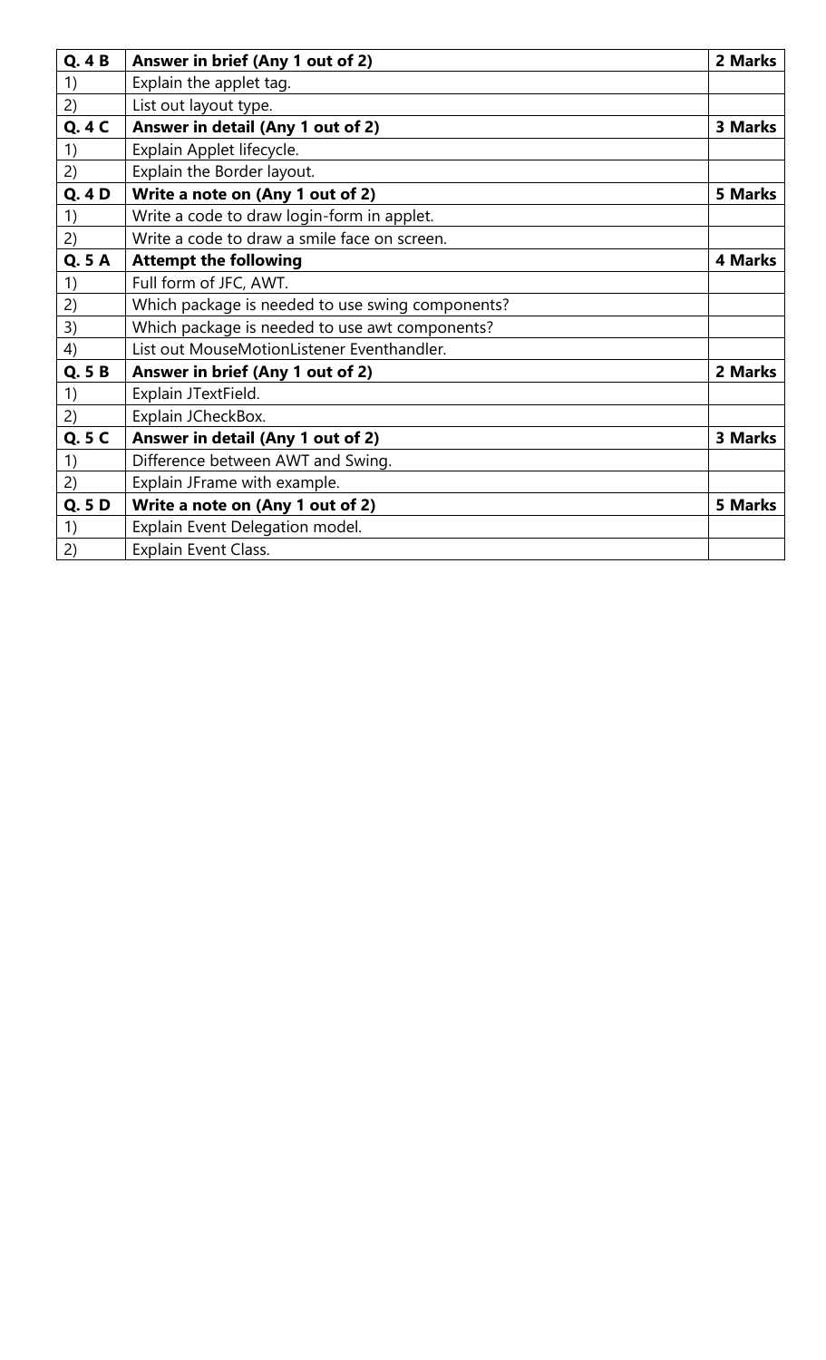| | | |
|---|---|---|
| **Q. 4 B** | **Answer in brief (Any 1 out of 2)** | **2 Marks** |
| 1) | Explain the applet tag. | |
| 2) | List out layout type. | |
| **Q. 4 C** | **Answer in detail (Any 1 out of 2)** | **3 Marks** |
| 1) | Explain Applet lifecycle. | |
| 2) | Explain the Border layout. | |
| **Q. 4 D** | **Write a note on (Any 1 out of 2)** | **5 Marks** |
| 1) | Write a code to draw login-form in applet. | |
| 2) | Write a code to draw a smile face on screen. | |
| **Q. 5 A** | **Attempt the following** | **4 Marks** |
| 1) | Full form of JFC, AWT. | |
| 2) | Which package is needed to use swing components? | |
| 3) | Which package is needed to use awt components? | |
| 4) | List out MouseMotionListener Eventhandler. | |
| **Q. 5 B** | **Answer in brief (Any 1 out of 2)** | **2 Marks** |
| 1) | Explain JTextField. | |
| 2) | Explain JCheckBox. | |
| **Q. 5 C** | **Answer in detail (Any 1 out of 2)** | **3 Marks** |
| 1) | Difference between AWT and Swing. | |
| 2) | Explain JFrame with example. | |
| **Q. 5 D** | **Write a note on (Any 1 out of 2)** | **5 Marks** |
| 1) | Explain Event Delegation model. | |
| 2) | Explain Event Class. | |